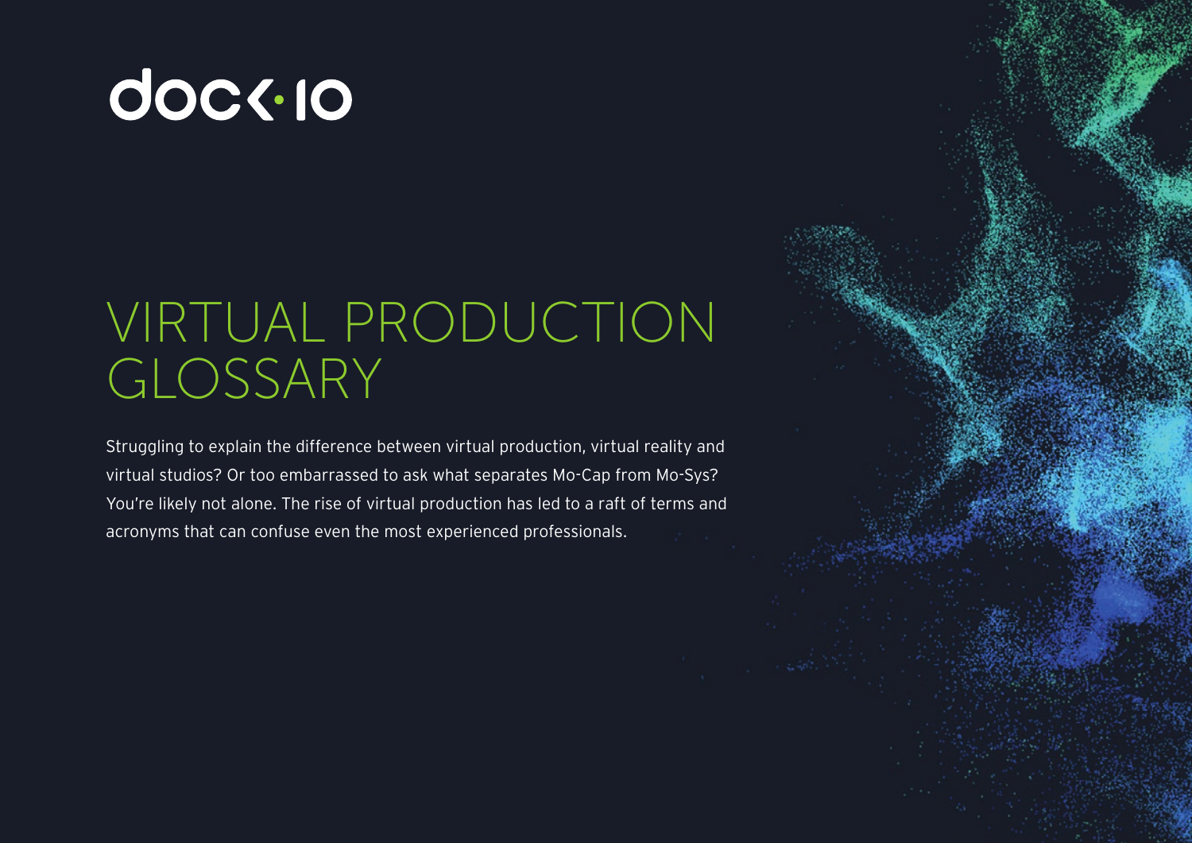dock10

# VIRTUAL PRODUCTION GLOSSARY

Struggling to explain the difference between virtual production, virtual reality and virtual studios? Or too embarrassed to ask what separates Mo-Cap from Mo-Sys? You're likely not alone. The rise of virtual production has led to a raft of terms and acronyms that can confuse even the most experienced professionals.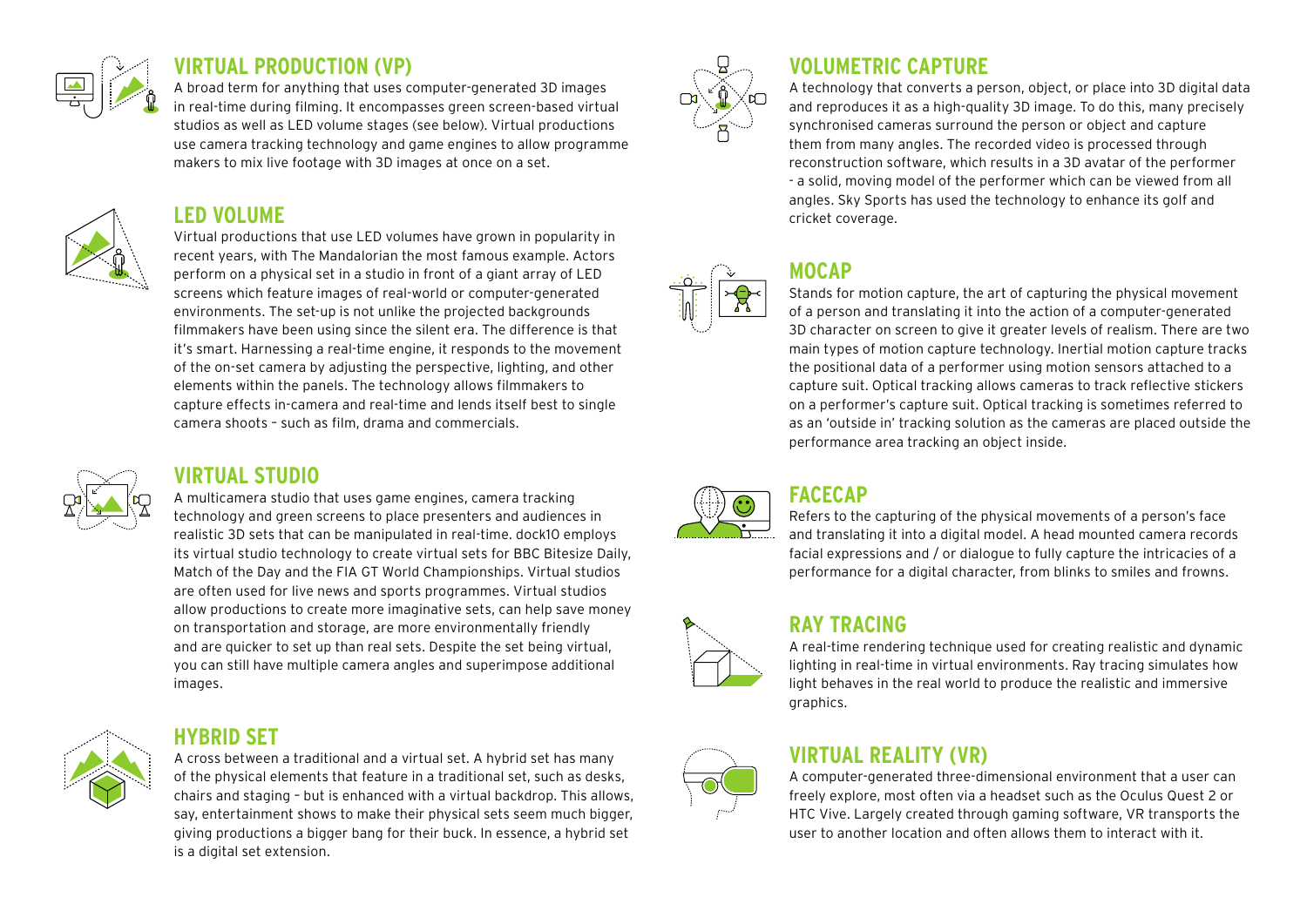## VIRTUAL PRODUCTION (VP)

A broad term for anything that uses computer-generated 3D images in real-time during filming. It encompasses green screen-based virtual studios as well as LED volume stages (see below). Virtual productions use camera tracking technology and game engines to allow programme makers to mix live footage with 3D images at once on a set.

## LED VOLUME

Virtual productions that use LED volumes have grown in popularity in recent years, with The Mandalorian the most famous example. Actors perform on a physical set in a studio in front of a giant array of LED screens which feature images of real-world or computer-generated environments. The set-up is not unlike the projected backgrounds filmmakers have been using since the silent era. The difference is that it's smart. Harnessing a real-time engine, it responds to the movement of the on-set camera by adjusting the perspective, lighting, and other elements within the panels. The technology allows filmmakers to capture effects in-camera and real-time and lends itself best to single camera shoots – such as film, drama and commercials.

## VIRTUAL STUDIO

A multicamera studio that uses game engines, camera tracking technology and green screens to place presenters and audiences in realistic 3D sets that can be manipulated in real-time. dock10 employs its virtual studio technology to create virtual sets for BBC Bitesize Daily, Match of the Day and the FIA GT World Championships. Virtual studios are often used for live news and sports programmes. Virtual studios allow productions to create more imaginative sets, can help save money on transportation and storage, are more environmentally friendly and are quicker to set up than real sets. Despite the set being virtual, you can still have multiple camera angles and superimpose additional images.

## HYBRID SET

A cross between a traditional and a virtual set. A hybrid set has many of the physical elements that feature in a traditional set, such as desks, chairs and staging – but is enhanced with a virtual backdrop. This allows, say, entertainment shows to make their physical sets seem much bigger, giving productions a bigger bang for their buck. In essence, a hybrid set is a digital set extension.

## VOLUMETRIC CAPTURE

A technology that converts a person, object, or place into 3D digital data and reproduces it as a high-quality 3D image. To do this, many precisely synchronised cameras surround the person or object and capture them from many angles. The recorded video is processed through reconstruction software, which results in a 3D avatar of the performer - a solid, moving model of the performer which can be viewed from all angles. Sky Sports has used the technology to enhance its golf and cricket coverage.

## MOCAP

Stands for motion capture, the art of capturing the physical movement of a person and translating it into the action of a computer-generated 3D character on screen to give it greater levels of realism. There are two main types of motion capture technology. Inertial motion capture tracks the positional data of a performer using motion sensors attached to a capture suit. Optical tracking allows cameras to track reflective stickers on a performer's capture suit. Optical tracking is sometimes referred to as an 'outside in' tracking solution as the cameras are placed outside the performance area tracking an object inside.

## FACECAP

Refers to the capturing of the physical movements of a person's face and translating it into a digital model. A head mounted camera records facial expressions and / or dialogue to fully capture the intricacies of a performance for a digital character, from blinks to smiles and frowns.

## RAY TRACING

A real-time rendering technique used for creating realistic and dynamic lighting in real-time in virtual environments. Ray tracing simulates how light behaves in the real world to produce the realistic and immersive graphics.

## VIRTUAL REALITY (VR)

A computer-generated three-dimensional environment that a user can freely explore, most often via a headset such as the Oculus Quest 2 or HTC Vive. Largely created through gaming software, VR transports the user to another location and often allows them to interact with it.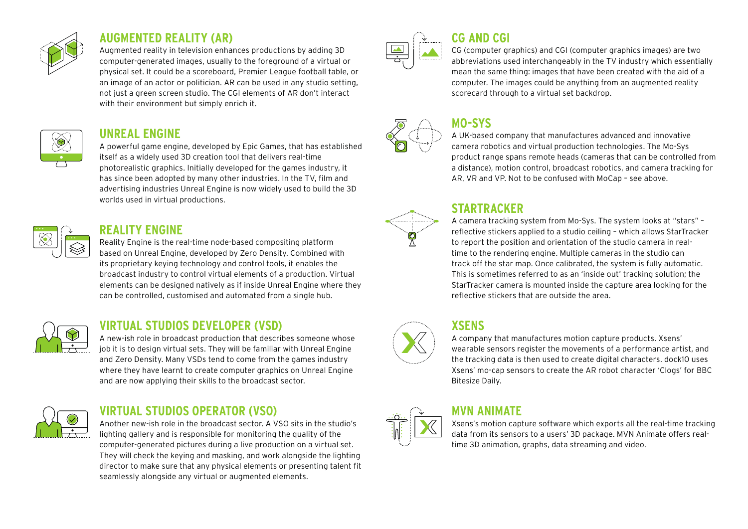## AUGMENTED REALITY (AR)

Augmented reality in television enhances productions by adding 3D computer-generated images, usually to the foreground of a virtual or physical set. It could be a scoreboard, Premier League football table, or an image of an actor or politician. AR can be used in any studio setting, not just a green screen studio. The CGI elements of AR don't interact with their environment but simply enrich it.

## UNREAL ENGINE

A powerful game engine, developed by Epic Games, that has established itself as a widely used 3D creation tool that delivers real-time photorealistic graphics. Initially developed for the games industry, it has since been adopted by many other industries. In the TV, film and advertising industries Unreal Engine is now widely used to build the 3D worlds used in virtual productions.

## REALITY ENGINE

Reality Engine is the real-time node-based compositing platform based on Unreal Engine, developed by Zero Density. Combined with its proprietary keying technology and control tools, it enables the broadcast industry to control virtual elements of a production. Virtual elements can be designed natively as if inside Unreal Engine where they can be controlled, customised and automated from a single hub.

## VIRTUAL STUDIOS DEVELOPER (VSD)

A new-ish role in broadcast production that describes someone whose job it is to design virtual sets. They will be familiar with Unreal Engine and Zero Density. Many VSDs tend to come from the games industry where they have learnt to create computer graphics on Unreal Engine and are now applying their skills to the broadcast sector.

## VIRTUAL STUDIOS OPERATOR (VSO)

Another new-ish role in the broadcast sector. A VSO sits in the studio's lighting gallery and is responsible for monitoring the quality of the computer-generated pictures during a live production on a virtual set. They will check the keying and masking, and work alongside the lighting director to make sure that any physical elements or presenting talent fit seamlessly alongside any virtual or augmented elements.

## CG AND CGI

CG (computer graphics) and CGI (computer graphics images) are two abbreviations used interchangeably in the TV industry which essentially mean the same thing: images that have been created with the aid of a computer. The images could be anything from an augmented reality scorecard through to a virtual set backdrop.

## MO-SYS

A UK-based company that manufactures advanced and innovative camera robotics and virtual production technologies. The Mo-Sys product range spans remote heads (cameras that can be controlled from a distance), motion control, broadcast robotics, and camera tracking for AR, VR and VP. Not to be confused with MoCap – see above.

## STARTRACKER

A camera tracking system from Mo-Sys. The system looks at "stars" – reflective stickers applied to a studio ceiling – which allows StarTracker to report the position and orientation of the studio camera in real-time to the rendering engine. Multiple cameras in the studio can track off the star map. Once calibrated, the system is fully automatic. This is sometimes referred to as an 'inside out' tracking solution; the StarTracker camera is mounted inside the capture area looking for the reflective stickers that are outside the area.

## XSENS

A company that manufactures motion capture products. Xsens' wearable sensors register the movements of a performance artist, and the tracking data is then used to create digital characters. dock10 uses Xsens' mo-cap sensors to create the AR robot character 'Clogs' for BBC Bitesize Daily.

## MVN ANIMATE

Xsens's motion capture software which exports all the real-time tracking data from its sensors to a users' 3D package. MVN Animate offers real-time 3D animation, graphs, data streaming and video.